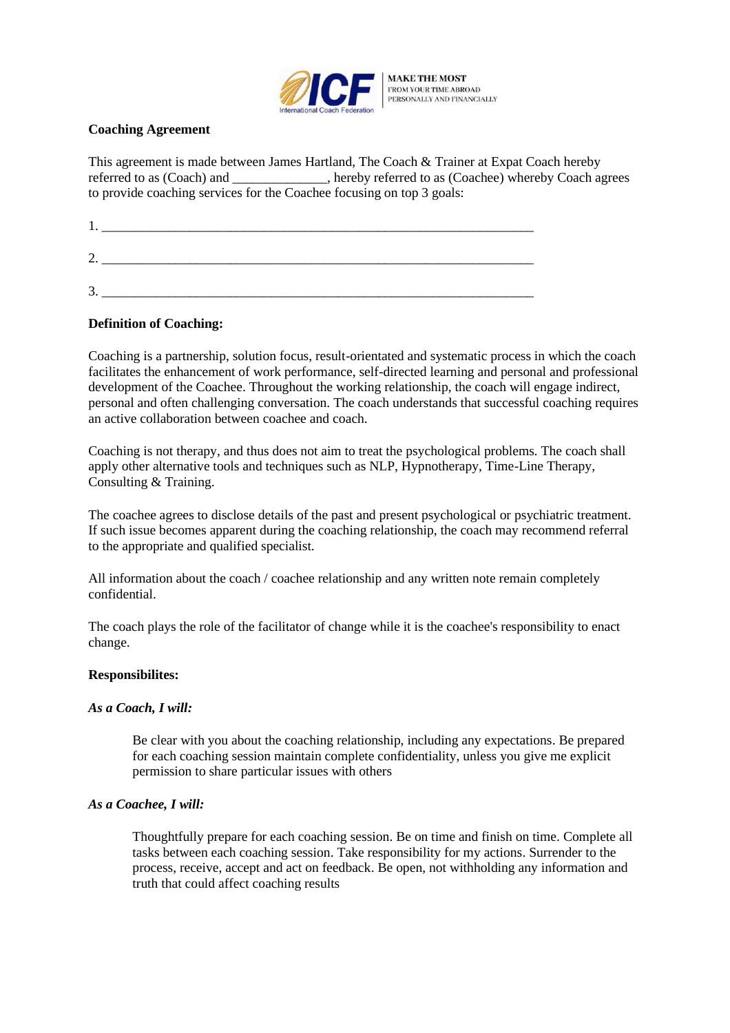ICF International Coach Federation | MAKE THE MOST FROM YOUR TIME ABROAD PERSONALLY AND FINANCIALLY

**Coaching Agreement**

This agreement is made between James Hartland, The Coach & Trainer at Expat Coach hereby referred to as (Coach) and ______________, hereby referred to as (Coachee) whereby Coach agrees to provide coaching services for the Coachee focusing on top 3 goals:

1. ____________________________________________________________________

2. ____________________________________________________________________

3. ____________________________________________________________________

**Definition of Coaching:**

Coaching is a partnership, solution focus, result-orientated and systematic process in which the coach facilitates the enhancement of work performance, self-directed learning and personal and professional development of the Coachee. Throughout the working relationship, the coach will engage indirect, personal and often challenging conversation. The coach understands that successful coaching requires an active collaboration between coachee and coach.

Coaching is not therapy, and thus does not aim to treat the psychological problems. The coach shall apply other alternative tools and techniques such as NLP, Hypnotherapy, Time-Line Therapy, Consulting & Training.

The coachee agrees to disclose details of the past and present psychological or psychiatric treatment. If such issue becomes apparent during the coaching relationship, the coach may recommend referral to the appropriate and qualified specialist.

All information about the coach / coachee relationship and any written note remain completely confidential.

The coach plays the role of the facilitator of change while it is the coachee's responsibility to enact change.

**Responsibilites:**

*As a Coach, I will:*

> Be clear with you about the coaching relationship, including any expectations. Be prepared for each coaching session maintain complete confidentiality, unless you give me explicit permission to share particular issues with others

*As a Coachee, I will:*

> Thoughtfully prepare for each coaching session. Be on time and finish on time. Complete all tasks between each coaching session. Take responsibility for my actions. Surrender to the process, receive, accept and act on feedback. Be open, not withholding any information and truth that could affect coaching results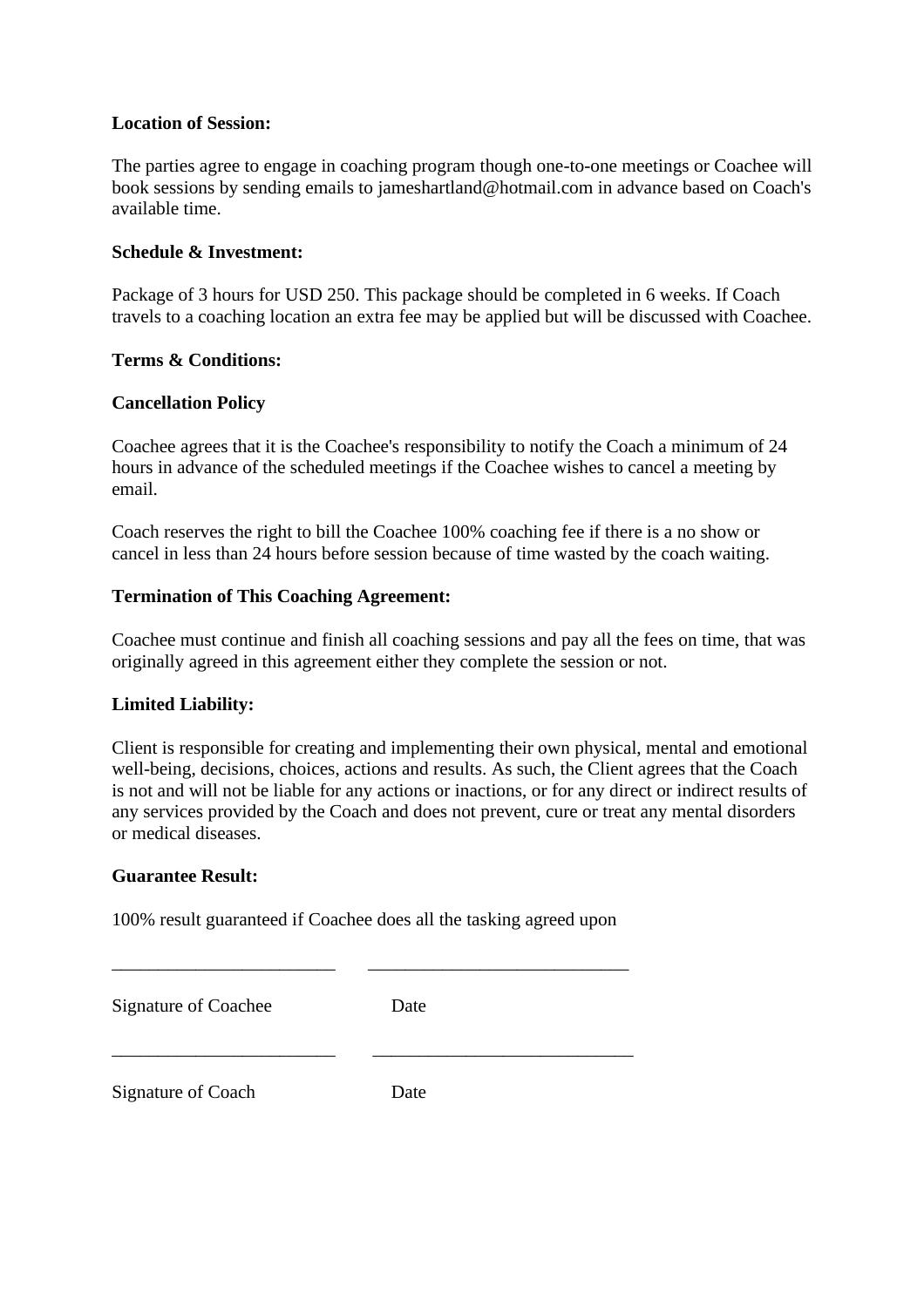**Location of Session:**

The parties agree to engage in coaching program though one-to-one meetings or Coachee will book sessions by sending emails to jameshartland@hotmail.com in advance based on Coach's available time.

**Schedule & Investment:**

Package of 3 hours for USD 250. This package should be completed in 6 weeks. If Coach travels to a coaching location an extra fee may be applied but will be discussed with Coachee.

**Terms & Conditions:**

**Cancellation Policy**

Coachee agrees that it is the Coachee's responsibility to notify the Coach a minimum of 24 hours in advance of the scheduled meetings if the Coachee wishes to cancel a meeting by email.

Coach reserves the right to bill the Coachee 100% coaching fee if there is a no show or cancel in less than 24 hours before session because of time wasted by the coach waiting.

**Termination of This Coaching Agreement:**

Coachee must continue and finish all coaching sessions and pay all the fees on time, that was originally agreed in this agreement either they complete the session or not.

**Limited Liability:**

Client is responsible for creating and implementing their own physical, mental and emotional well-being, decisions, choices, actions and results. As such, the Client agrees that the Coach is not and will not be liable for any actions or inactions, or for any direct or indirect results of any services provided by the Coach and does not prevent, cure or treat any mental disorders or medical diseases.

**Guarantee Result:**

100% result guaranteed if Coachee does all the tasking agreed upon

________________________ ____________________________

Signature of Coachee Date

________________________ ____________________________

Signature of Coach Date